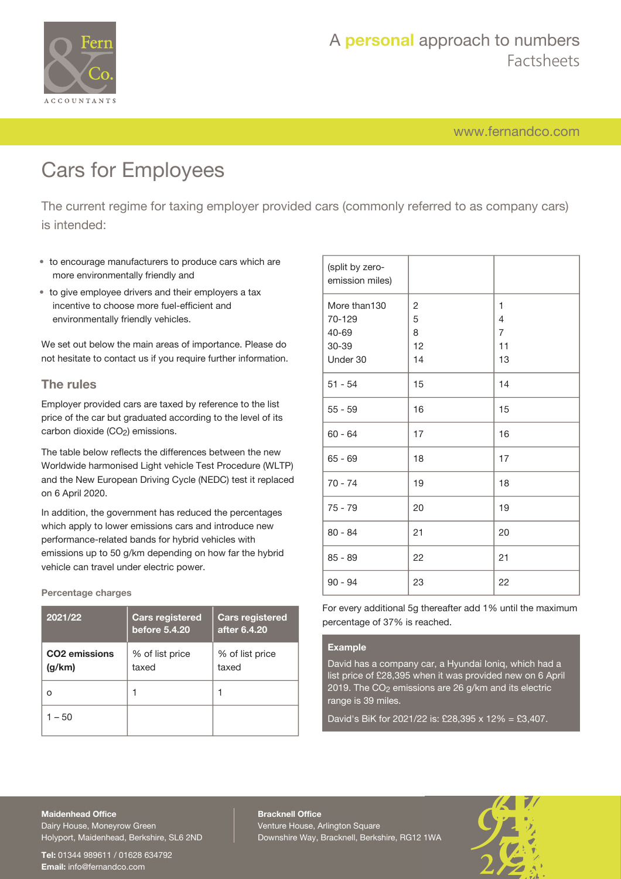# Cars for Employees

The current regime for taxing employer provided cars (commonly referred to as company cars) is intended:

- to encourage manufacturers to produce cars which are more environmentally friendly and
- to give employee drivers and their employers a tax incentive to choose more fuel-efficient and environmentally friendly vehicles.

We set out below the main areas of importance. Please do not hesitate to contact us if you require further information.

## The rules

Employer provided cars are taxed by reference to the list price of the car but graduated according to the level of its carbon dioxide ($CO_2$) emissions.

The table below reflects the differences between the new Worldwide harmonised Light vehicle Test Procedure (WLTP) and the New European Driving Cycle (NEDC) test it replaced on 6 April 2020.

In addition, the government has reduced the percentages which apply to lower emissions cars and introduce new performance-related bands for hybrid vehicles with emissions up to 50 g/km depending on how far the hybrid vehicle can travel under electric power.

### Percentage charges

| 2021/22 | Cars registered before 5.4.20 | Cars registered after 6.4.20 |
|---|---|---|
| **CO2 emissions (g/km)** | % of list price taxed | % of list price taxed |
| o | 1 | 1 |
| 1 – 50 | | |
| (split by zero-emission miles) | | |
| More than130<br>70-129<br>40-69<br>30-39<br>Under 30 | 2<br>5<br>8<br>12<br>14 | 1<br>4<br>7<br>11<br>13 |
| 51 - 54 | 15 | 14 |
| 55 - 59 | 16 | 15 |
| 60 - 64 | 17 | 16 |
| 65 - 69 | 18 | 17 |
| 70 - 74 | 19 | 18 |
| 75 - 79 | 20 | 19 |
| 80 - 84 | 21 | 20 |
| 85 - 89 | 22 | 21 |
| 90 - 94 | 23 | 22 |

For every additional 5g thereafter add 1% until the maximum percentage of 37% is reached.

**Example**

David has a company car, a Hyundai Ioniq, which had a list price of £28,395 when it was provided new on 6 April 2019. The $CO_2$ emissions are 26 g/km and its electric range is 39 miles.

David's BiK for 2021/22 is: £28,395 x 12% = £3,407.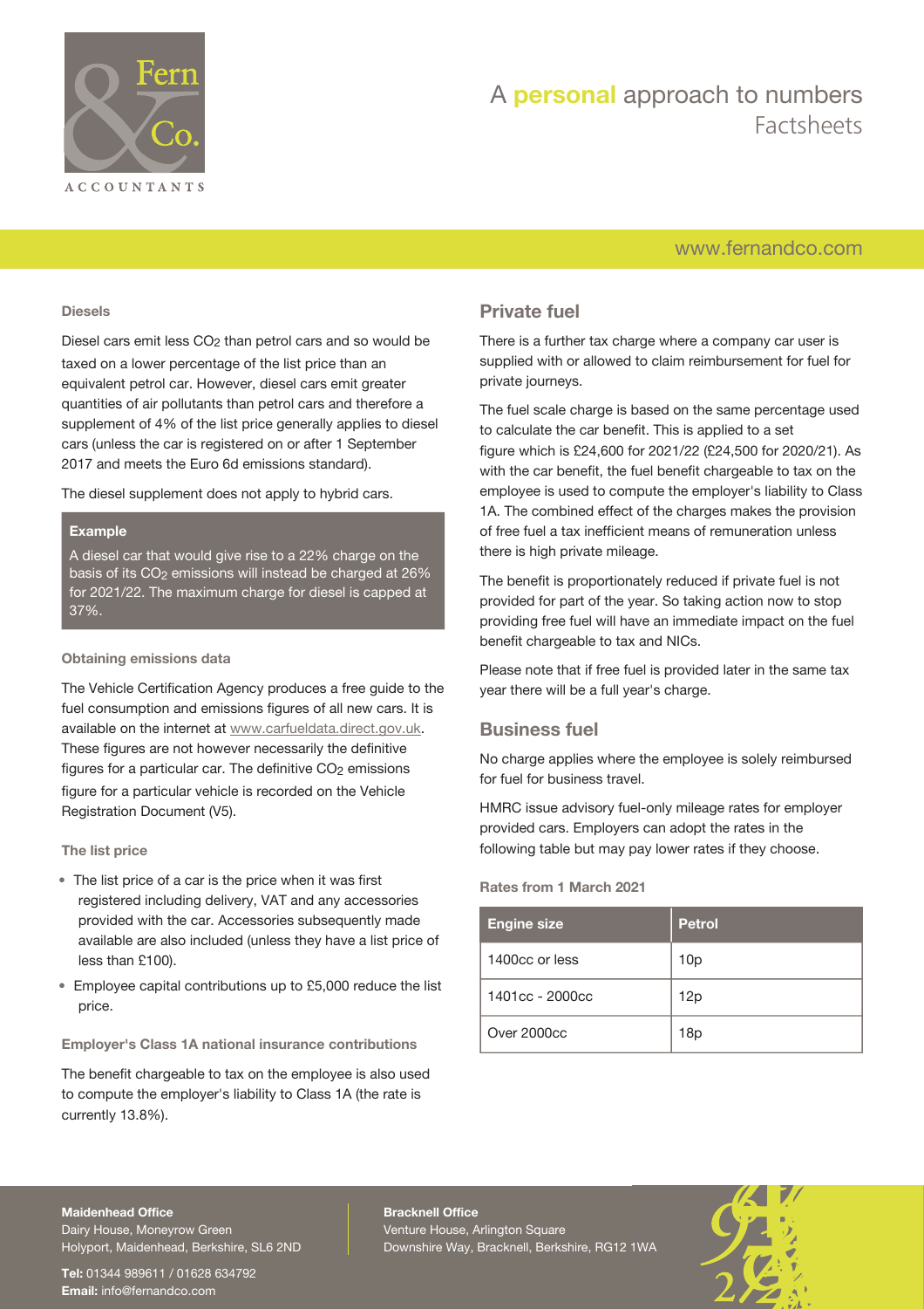### Diesels

Diesel cars emit less $CO_2$ than petrol cars and so would be taxed on a lower percentage of the list price than an equivalent petrol car. However, diesel cars emit greater quantities of air pollutants than petrol cars and therefore a supplement of 4% of the list price generally applies to diesel cars (unless the car is registered on or after 1 September 2017 and meets the Euro 6d emissions standard).

The diesel supplement does not apply to hybrid cars.

**Example**

A diesel car that would give rise to a 22% charge on the basis of its $CO_2$ emissions will instead be charged at 26% for 2021/22. The maximum charge for diesel is capped at 37%.

### Obtaining emissions data

The Vehicle Certification Agency produces a free guide to the fuel consumption and emissions figures of all new cars. It is available on the internet at www.carfueldata.direct.gov.uk. These figures are not however necessarily the definitive figures for a particular car. The definitive $CO_2$ emissions figure for a particular vehicle is recorded on the Vehicle Registration Document (V5).

### The list price

- The list price of a car is the price when it was first registered including delivery, VAT and any accessories provided with the car. Accessories subsequently made available are also included (unless they have a list price of less than £100).
- Employee capital contributions up to £5,000 reduce the list price.

### Employer's Class 1A national insurance contributions

The benefit chargeable to tax on the employee is also used to compute the employer's liability to Class 1A (the rate is currently 13.8%).

## Private fuel

There is a further tax charge where a company car user is supplied with or allowed to claim reimbursement for fuel for private journeys.

The fuel scale charge is based on the same percentage used to calculate the car benefit. This is applied to a set figure which is £24,600 for 2021/22 (£24,500 for 2020/21). As with the car benefit, the fuel benefit chargeable to tax on the employee is used to compute the employer's liability to Class 1A. The combined effect of the charges makes the provision of free fuel a tax inefficient means of remuneration unless there is high private mileage.

The benefit is proportionately reduced if private fuel is not provided for part of the year. So taking action now to stop providing free fuel will have an immediate impact on the fuel benefit chargeable to tax and NICs.

Please note that if free fuel is provided later in the same tax year there will be a full year's charge.

## Business fuel

No charge applies where the employee is solely reimbursed for fuel for business travel.

HMRC issue advisory fuel-only mileage rates for employer provided cars. Employers can adopt the rates in the following table but may pay lower rates if they choose.

### Rates from 1 March 2021

| Engine size | Petrol |
|---|---|
| 1400cc or less | 10p |
| 1401cc - 2000cc | 12p |
| Over 2000cc | 18p |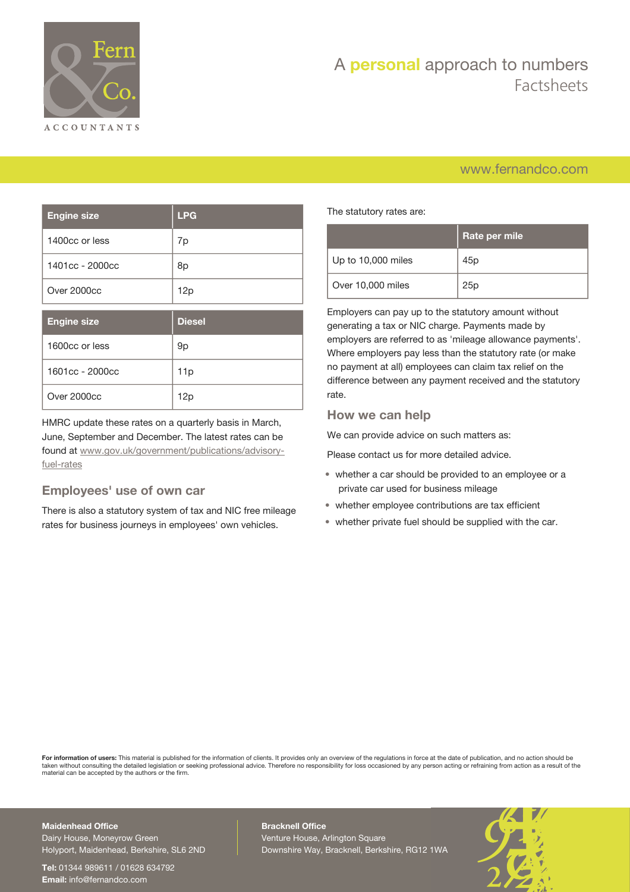| Engine size | LPG |
|---|---|
| 1400cc or less | 7p |
| 1401cc - 2000cc | 8p |
| Over 2000cc | 12p |

| Engine size | Diesel |
|---|---|
| 1600cc or less | 9p |
| 1601cc - 2000cc | 11p |
| Over 2000cc | 12p |

HMRC update these rates on a quarterly basis in March, June, September and December. The latest rates can be found at www.gov.uk/government/publications/advisory-fuel-rates

## Employees' use of own car

There is also a statutory system of tax and NIC free mileage rates for business journeys in employees' own vehicles.

The statutory rates are:

| | Rate per mile |
|---|---|
| Up to 10,000 miles | 45p |
| Over 10,000 miles | 25p |

Employers can pay up to the statutory amount without generating a tax or NIC charge. Payments made by employers are referred to as 'mileage allowance payments'. Where employers pay less than the statutory rate (or make no payment at all) employees can claim tax relief on the difference between any payment received and the statutory rate.

## How we can help

We can provide advice on such matters as:

Please contact us for more detailed advice.

- whether a car should be provided to an employee or a private car used for business mileage
- whether employee contributions are tax efficient
- whether private fuel should be supplied with the car.

**For information of users:** This material is published for the information of clients. It provides only an overview of the regulations in force at the date of publication, and no action should be taken without consulting the detailed legislation or seeking professional advice. Therefore no responsibility for loss occasioned by any person acting or refraining from action as a result of the material can be accepted by the authors or the firm.